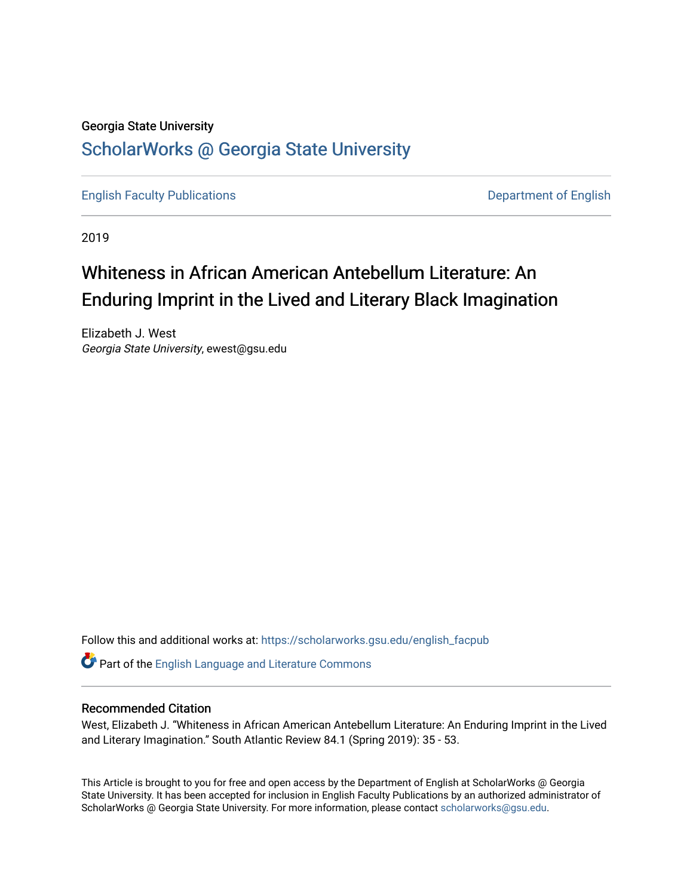Georgia State University

# ScholarWorks @ Georgia State University

English Faculty Publications

Department of English

2019

# Whiteness in African American Antebellum Literature: An Enduring Imprint in the Lived and Literary Black Imagination

Elizabeth J. West
*Georgia State University*, ewest@gsu.edu

Follow this and additional works at: https://scholarworks.gsu.edu/english_facpub

Part of the English Language and Literature Commons

## Recommended Citation

West, Elizabeth J. "Whiteness in African American Antebellum Literature: An Enduring Imprint in the Lived and Literary Imagination." South Atlantic Review 84.1 (Spring 2019): 35 - 53.

This Article is brought to you for free and open access by the Department of English at ScholarWorks @ Georgia State University. It has been accepted for inclusion in English Faculty Publications by an authorized administrator of ScholarWorks @ Georgia State University. For more information, please contact scholarworks@gsu.edu.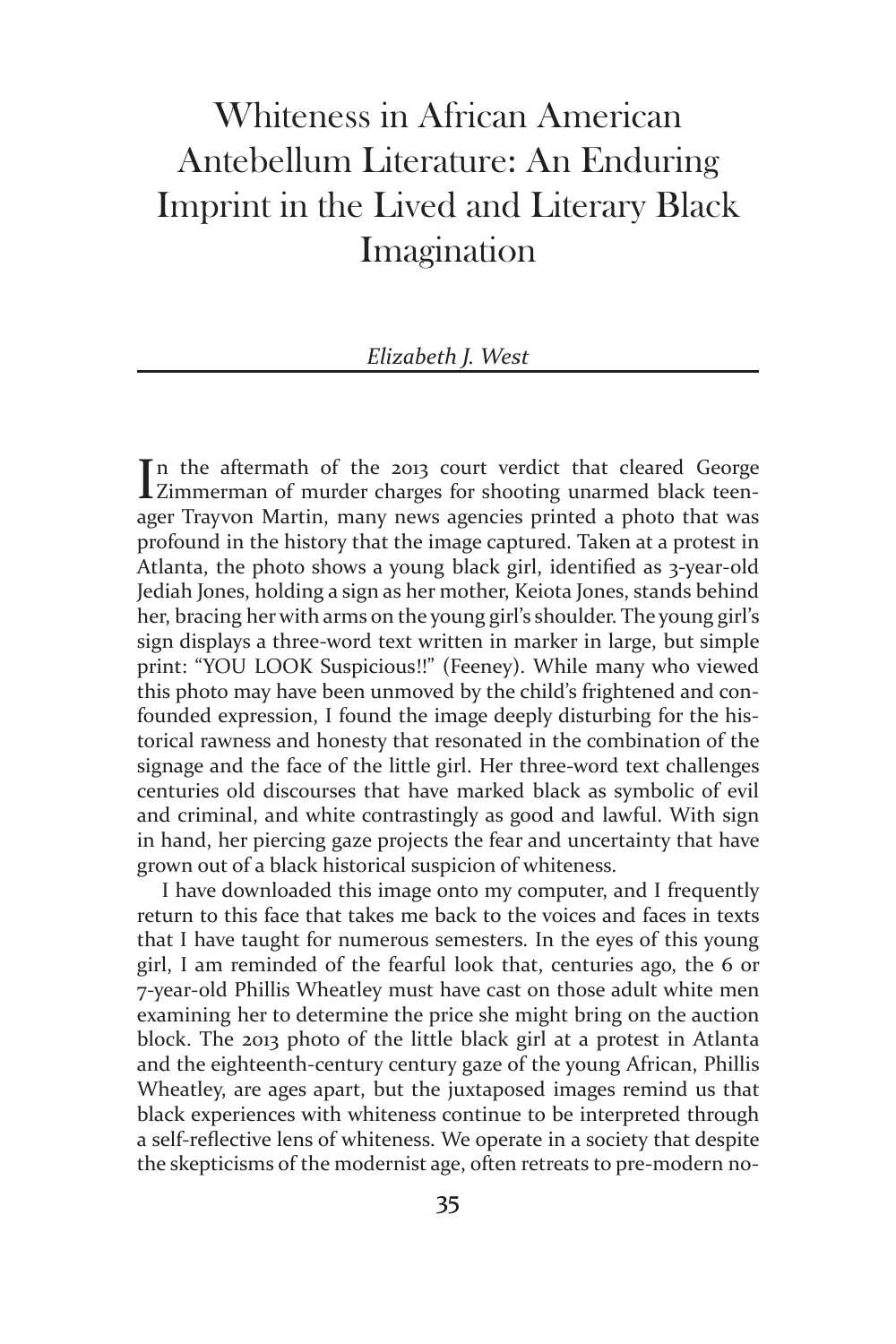# Whiteness in African American Antebellum Literature: An Enduring Imprint in the Lived and Literary Black Imagination

*Elizabeth J. West*

In the aftermath of the 2013 court verdict that cleared George Zimmerman of murder charges for shooting unarmed black teenager Trayvon Martin, many news agencies printed a photo that was profound in the history that the image captured. Taken at a protest in Atlanta, the photo shows a young black girl, identified as 3-year-old Jediah Jones, holding a sign as her mother, Keiota Jones, stands behind her, bracing her with arms on the young girl's shoulder. The young girl's sign displays a three-word text written in marker in large, but simple print: "YOU LOOK Suspicious!!" (Feeney). While many who viewed this photo may have been unmoved by the child's frightened and confounded expression, I found the image deeply disturbing for the historical rawness and honesty that resonated in the combination of the signage and the face of the little girl. Her three-word text challenges centuries old discourses that have marked black as symbolic of evil and criminal, and white contrastingly as good and lawful. With sign in hand, her piercing gaze projects the fear and uncertainty that have grown out of a black historical suspicion of whiteness.

I have downloaded this image onto my computer, and I frequently return to this face that takes me back to the voices and faces in texts that I have taught for numerous semesters. In the eyes of this young girl, I am reminded of the fearful look that, centuries ago, the 6 or 7-year-old Phillis Wheatley must have cast on those adult white men examining her to determine the price she might bring on the auction block. The 2013 photo of the little black girl at a protest in Atlanta and the eighteenth-century century gaze of the young African, Phillis Wheatley, are ages apart, but the juxtaposed images remind us that black experiences with whiteness continue to be interpreted through a self-reflective lens of whiteness. We operate in a society that despite the skepticisms of the modernist age, often retreats to pre-modern no-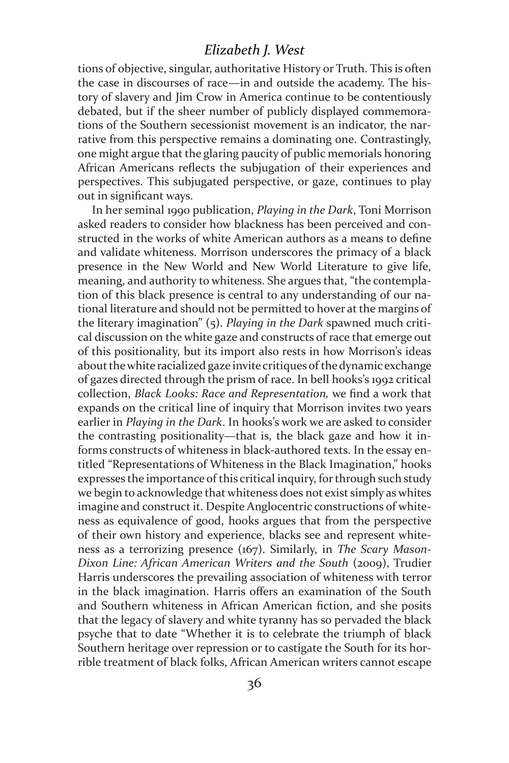tions of objective, singular, authoritative History or Truth. This is often the case in discourses of race—in and outside the academy. The history of slavery and Jim Crow in America continue to be contentiously debated, but if the sheer number of publicly displayed commemorations of the Southern secessionist movement is an indicator, the narrative from this perspective remains a dominating one. Contrastingly, one might argue that the glaring paucity of public memorials honoring African Americans reflects the subjugation of their experiences and perspectives. This subjugated perspective, or gaze, continues to play out in significant ways.

In her seminal 1990 publication, *Playing in the Dark*, Toni Morrison asked readers to consider how blackness has been perceived and constructed in the works of white American authors as a means to define and validate whiteness. Morrison underscores the primacy of a black presence in the New World and New World Literature to give life, meaning, and authority to whiteness. She argues that, "the contemplation of this black presence is central to any understanding of our national literature and should not be permitted to hover at the margins of the literary imagination" (5). *Playing in the Dark* spawned much critical discussion on the white gaze and constructs of race that emerge out of this positionality, but its import also rests in how Morrison's ideas about the white racialized gaze invite critiques of the dynamic exchange of gazes directed through the prism of race. In bell hooks's 1992 critical collection, *Black Looks: Race and Representation,* we find a work that expands on the critical line of inquiry that Morrison invites two years earlier in *Playing in the Dark*. In hooks's work we are asked to consider the contrasting positionality—that is, the black gaze and how it informs constructs of whiteness in black-authored texts. In the essay entitled "Representations of Whiteness in the Black Imagination," hooks expresses the importance of this critical inquiry, for through such study we begin to acknowledge that whiteness does not exist simply as whites imagine and construct it. Despite Anglocentric constructions of whiteness as equivalence of good, hooks argues that from the perspective of their own history and experience, blacks see and represent whiteness as a terrorizing presence (167). Similarly, in *The Scary Mason-Dixon Line: African American Writers and the South* (2009), Trudier Harris underscores the prevailing association of whiteness with terror in the black imagination. Harris offers an examination of the South and Southern whiteness in African American fiction, and she posits that the legacy of slavery and white tyranny has so pervaded the black psyche that to date "Whether it is to celebrate the triumph of black Southern heritage over repression or to castigate the South for its horrible treatment of black folks, African American writers cannot escape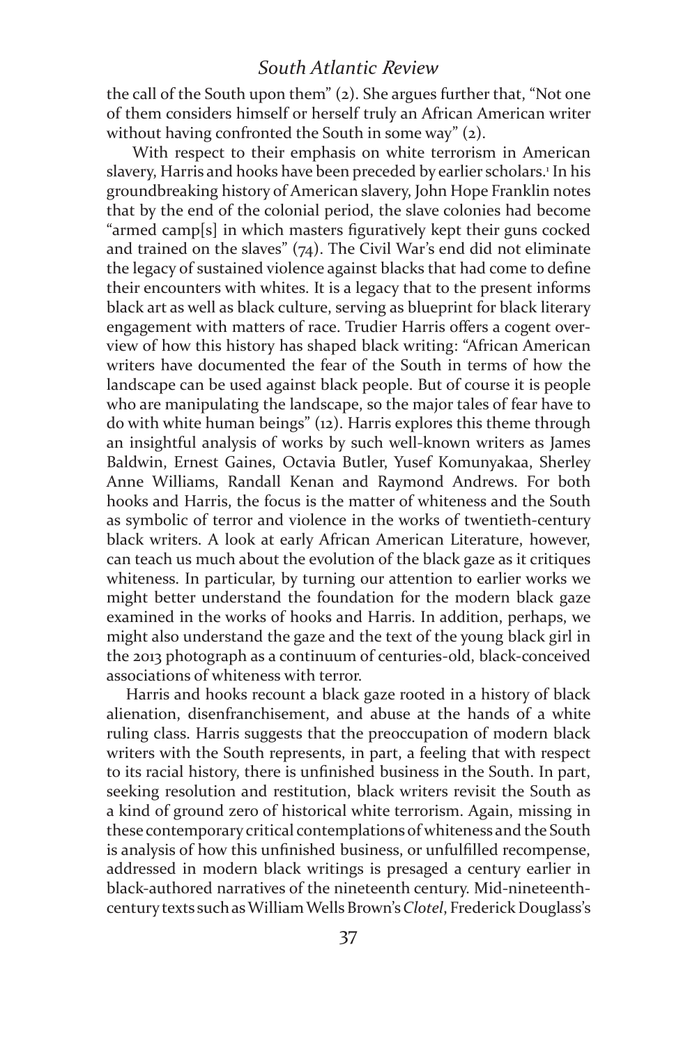the call of the South upon them" (2). She argues further that, "Not one of them considers himself or herself truly an African American writer without having confronted the South in some way" (2).

With respect to their emphasis on white terrorism in American slavery, Harris and hooks have been preceded by earlier scholars.[1] In his groundbreaking history of American slavery, John Hope Franklin notes that by the end of the colonial period, the slave colonies had become "armed camp[s] in which masters figuratively kept their guns cocked and trained on the slaves" (74). The Civil War's end did not eliminate the legacy of sustained violence against blacks that had come to define their encounters with whites. It is a legacy that to the present informs black art as well as black culture, serving as blueprint for black literary engagement with matters of race. Trudier Harris offers a cogent overview of how this history has shaped black writing: "African American writers have documented the fear of the South in terms of how the landscape can be used against black people. But of course it is people who are manipulating the landscape, so the major tales of fear have to do with white human beings" (12). Harris explores this theme through an insightful analysis of works by such well-known writers as James Baldwin, Ernest Gaines, Octavia Butler, Yusef Komunyakaa, Sherley Anne Williams, Randall Kenan and Raymond Andrews. For both hooks and Harris, the focus is the matter of whiteness and the South as symbolic of terror and violence in the works of twentieth-century black writers. A look at early African American Literature, however, can teach us much about the evolution of the black gaze as it critiques whiteness. In particular, by turning our attention to earlier works we might better understand the foundation for the modern black gaze examined in the works of hooks and Harris. In addition, perhaps, we might also understand the gaze and the text of the young black girl in the 2013 photograph as a continuum of centuries-old, black-conceived associations of whiteness with terror.

Harris and hooks recount a black gaze rooted in a history of black alienation, disenfranchisement, and abuse at the hands of a white ruling class. Harris suggests that the preoccupation of modern black writers with the South represents, in part, a feeling that with respect to its racial history, there is unfinished business in the South. In part, seeking resolution and restitution, black writers revisit the South as a kind of ground zero of historical white terrorism. Again, missing in these contemporary critical contemplations of whiteness and the South is analysis of how this unfinished business, or unfulfilled recompense, addressed in modern black writings is presaged a century earlier in black-authored narratives of the nineteenth century. Mid-nineteenth-century texts such as William Wells Brown's *Clotel*, Frederick Douglass's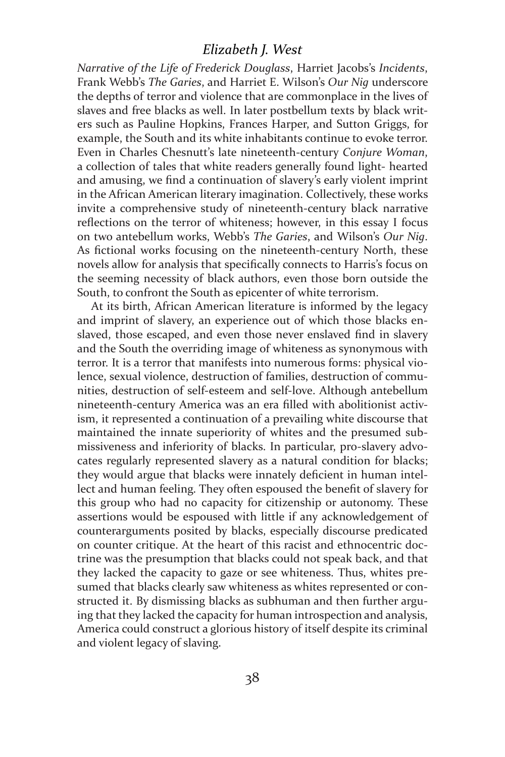*Narrative of the Life of Frederick Douglass*, Harriet Jacobs's *Incidents*, Frank Webb's *The Garies*, and Harriet E. Wilson's *Our Nig* underscore the depths of terror and violence that are commonplace in the lives of slaves and free blacks as well. In later postbellum texts by black writers such as Pauline Hopkins, Frances Harper, and Sutton Griggs, for example, the South and its white inhabitants continue to evoke terror. Even in Charles Chesnutt's late nineteenth-century *Conjure Woman*, a collection of tales that white readers generally found light- hearted and amusing, we find a continuation of slavery's early violent imprint in the African American literary imagination. Collectively, these works invite a comprehensive study of nineteenth-century black narrative reflections on the terror of whiteness; however, in this essay I focus on two antebellum works, Webb's *The Garies*, and Wilson's *Our Nig*. As fictional works focusing on the nineteenth-century North, these novels allow for analysis that specifically connects to Harris's focus on the seeming necessity of black authors, even those born outside the South, to confront the South as epicenter of white terrorism.

At its birth, African American literature is informed by the legacy and imprint of slavery, an experience out of which those blacks enslaved, those escaped, and even those never enslaved find in slavery and the South the overriding image of whiteness as synonymous with terror. It is a terror that manifests into numerous forms: physical violence, sexual violence, destruction of families, destruction of communities, destruction of self-esteem and self-love. Although antebellum nineteenth-century America was an era filled with abolitionist activism, it represented a continuation of a prevailing white discourse that maintained the innate superiority of whites and the presumed submissiveness and inferiority of blacks. In particular, pro-slavery advocates regularly represented slavery as a natural condition for blacks; they would argue that blacks were innately deficient in human intellect and human feeling. They often espoused the benefit of slavery for this group who had no capacity for citizenship or autonomy. These assertions would be espoused with little if any acknowledgement of counterarguments posited by blacks, especially discourse predicated on counter critique. At the heart of this racist and ethnocentric doctrine was the presumption that blacks could not speak back, and that they lacked the capacity to gaze or see whiteness. Thus, whites presumed that blacks clearly saw whiteness as whites represented or constructed it. By dismissing blacks as subhuman and then further arguing that they lacked the capacity for human introspection and analysis, America could construct a glorious history of itself despite its criminal and violent legacy of slaving.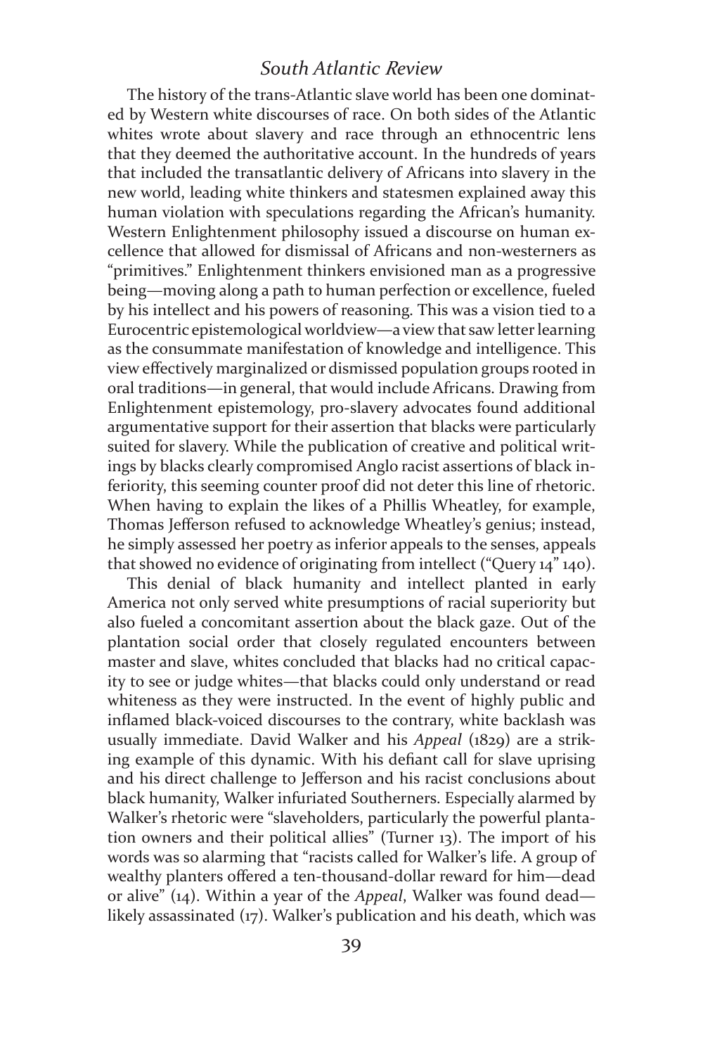The history of the trans-Atlantic slave world has been one dominated by Western white discourses of race. On both sides of the Atlantic whites wrote about slavery and race through an ethnocentric lens that they deemed the authoritative account. In the hundreds of years that included the transatlantic delivery of Africans into slavery in the new world, leading white thinkers and statesmen explained away this human violation with speculations regarding the African's humanity. Western Enlightenment philosophy issued a discourse on human excellence that allowed for dismissal of Africans and non-westerners as "primitives." Enlightenment thinkers envisioned man as a progressive being—moving along a path to human perfection or excellence, fueled by his intellect and his powers of reasoning. This was a vision tied to a Eurocentric epistemological worldview—a view that saw letter learning as the consummate manifestation of knowledge and intelligence. This view effectively marginalized or dismissed population groups rooted in oral traditions—in general, that would include Africans. Drawing from Enlightenment epistemology, pro-slavery advocates found additional argumentative support for their assertion that blacks were particularly suited for slavery. While the publication of creative and political writings by blacks clearly compromised Anglo racist assertions of black inferiority, this seeming counter proof did not deter this line of rhetoric. When having to explain the likes of a Phillis Wheatley, for example, Thomas Jefferson refused to acknowledge Wheatley's genius; instead, he simply assessed her poetry as inferior appeals to the senses, appeals that showed no evidence of originating from intellect ("Query 14" 140).

This denial of black humanity and intellect planted in early America not only served white presumptions of racial superiority but also fueled a concomitant assertion about the black gaze. Out of the plantation social order that closely regulated encounters between master and slave, whites concluded that blacks had no critical capacity to see or judge whites—that blacks could only understand or read whiteness as they were instructed. In the event of highly public and inflamed black-voiced discourses to the contrary, white backlash was usually immediate. David Walker and his *Appeal* (1829) are a striking example of this dynamic. With his defiant call for slave uprising and his direct challenge to Jefferson and his racist conclusions about black humanity, Walker infuriated Southerners. Especially alarmed by Walker's rhetoric were "slaveholders, particularly the powerful plantation owners and their political allies" (Turner 13). The import of his words was so alarming that "racists called for Walker's life. A group of wealthy planters offered a ten-thousand-dollar reward for him—dead or alive" (14). Within a year of the *Appeal*, Walker was found dead—likely assassinated (17). Walker's publication and his death, which was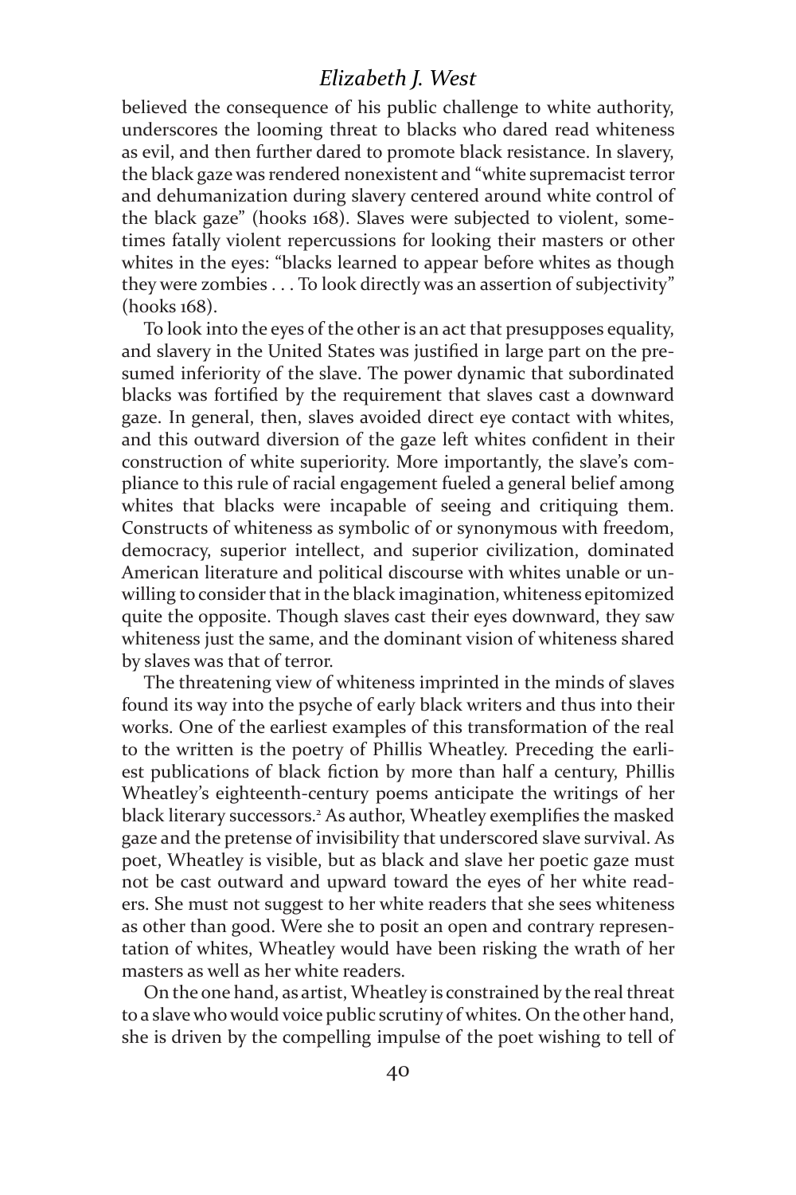believed the consequence of his public challenge to white authority, underscores the looming threat to blacks who dared read whiteness as evil, and then further dared to promote black resistance. In slavery, the black gaze was rendered nonexistent and "white supremacist terror and dehumanization during slavery centered around white control of the black gaze" (hooks 168). Slaves were subjected to violent, sometimes fatally violent repercussions for looking their masters or other whites in the eyes: "blacks learned to appear before whites as though they were zombies . . . To look directly was an assertion of subjectivity" (hooks 168).

To look into the eyes of the other is an act that presupposes equality, and slavery in the United States was justified in large part on the presumed inferiority of the slave. The power dynamic that subordinated blacks was fortified by the requirement that slaves cast a downward gaze. In general, then, slaves avoided direct eye contact with whites, and this outward diversion of the gaze left whites confident in their construction of white superiority. More importantly, the slave's compliance to this rule of racial engagement fueled a general belief among whites that blacks were incapable of seeing and critiquing them. Constructs of whiteness as symbolic of or synonymous with freedom, democracy, superior intellect, and superior civilization, dominated American literature and political discourse with whites unable or unwilling to consider that in the black imagination, whiteness epitomized quite the opposite. Though slaves cast their eyes downward, they saw whiteness just the same, and the dominant vision of whiteness shared by slaves was that of terror.

The threatening view of whiteness imprinted in the minds of slaves found its way into the psyche of early black writers and thus into their works. One of the earliest examples of this transformation of the real to the written is the poetry of Phillis Wheatley. Preceding the earliest publications of black fiction by more than half a century, Phillis Wheatley's eighteenth-century poems anticipate the writings of her black literary successors.[2] As author, Wheatley exemplifies the masked gaze and the pretense of invisibility that underscored slave survival. As poet, Wheatley is visible, but as black and slave her poetic gaze must not be cast outward and upward toward the eyes of her white readers. She must not suggest to her white readers that she sees whiteness as other than good. Were she to posit an open and contrary representation of whites, Wheatley would have been risking the wrath of her masters as well as her white readers.

On the one hand, as artist, Wheatley is constrained by the real threat to a slave who would voice public scrutiny of whites. On the other hand, she is driven by the compelling impulse of the poet wishing to tell of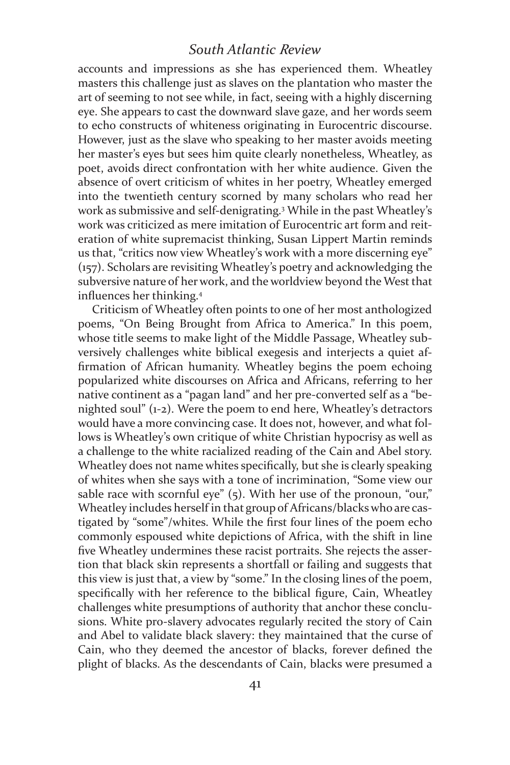accounts and impressions as she has experienced them. Wheatley masters this challenge just as slaves on the plantation who master the art of seeming to not see while, in fact, seeing with a highly discerning eye. She appears to cast the downward slave gaze, and her words seem to echo constructs of whiteness originating in Eurocentric discourse. However, just as the slave who speaking to her master avoids meeting her master's eyes but sees him quite clearly nonetheless, Wheatley, as poet, avoids direct confrontation with her white audience. Given the absence of overt criticism of whites in her poetry, Wheatley emerged into the twentieth century scorned by many scholars who read her work as submissive and self-denigrating.[3] While in the past Wheatley's work was criticized as mere imitation of Eurocentric art form and reiteration of white supremacist thinking, Susan Lippert Martin reminds us that, "critics now view Wheatley's work with a more discerning eye" (157). Scholars are revisiting Wheatley's poetry and acknowledging the subversive nature of her work, and the worldview beyond the West that influences her thinking.[4]

Criticism of Wheatley often points to one of her most anthologized poems, "On Being Brought from Africa to America." In this poem, whose title seems to make light of the Middle Passage, Wheatley subversively challenges white biblical exegesis and interjects a quiet affirmation of African humanity. Wheatley begins the poem echoing popularized white discourses on Africa and Africans, referring to her native continent as a "pagan land" and her pre-converted self as a "benighted soul" (1-2). Were the poem to end here, Wheatley's detractors would have a more convincing case. It does not, however, and what follows is Wheatley's own critique of white Christian hypocrisy as well as a challenge to the white racialized reading of the Cain and Abel story. Wheatley does not name whites specifically, but she is clearly speaking of whites when she says with a tone of incrimination, "Some view our sable race with scornful eye" (5). With her use of the pronoun, "our," Wheatley includes herself in that group of Africans/blacks who are castigated by "some"/whites. While the first four lines of the poem echo commonly espoused white depictions of Africa, with the shift in line five Wheatley undermines these racist portraits. She rejects the assertion that black skin represents a shortfall or failing and suggests that this view is just that, a view by "some." In the closing lines of the poem, specifically with her reference to the biblical figure, Cain, Wheatley challenges white presumptions of authority that anchor these conclusions. White pro-slavery advocates regularly recited the story of Cain and Abel to validate black slavery: they maintained that the curse of Cain, who they deemed the ancestor of blacks, forever defined the plight of blacks. As the descendants of Cain, blacks were presumed a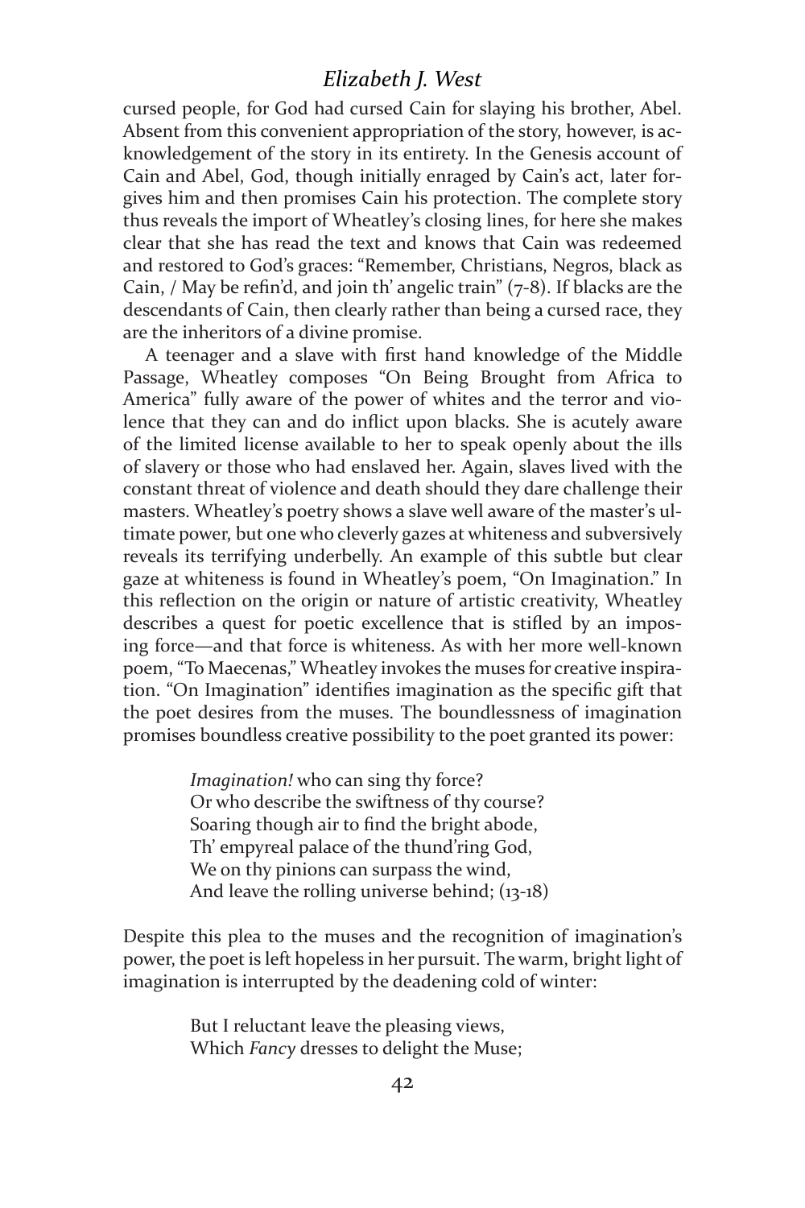cursed people, for God had cursed Cain for slaying his brother, Abel. Absent from this convenient appropriation of the story, however, is acknowledgement of the story in its entirety. In the Genesis account of Cain and Abel, God, though initially enraged by Cain's act, later forgives him and then promises Cain his protection. The complete story thus reveals the import of Wheatley's closing lines, for here she makes clear that she has read the text and knows that Cain was redeemed and restored to God's graces: "Remember, Christians, Negros, black as Cain, / May be refin'd, and join th' angelic train" (7-8). If blacks are the descendants of Cain, then clearly rather than being a cursed race, they are the inheritors of a divine promise.

A teenager and a slave with first hand knowledge of the Middle Passage, Wheatley composes "On Being Brought from Africa to America" fully aware of the power of whites and the terror and violence that they can and do inflict upon blacks. She is acutely aware of the limited license available to her to speak openly about the ills of slavery or those who had enslaved her. Again, slaves lived with the constant threat of violence and death should they dare challenge their masters. Wheatley's poetry shows a slave well aware of the master's ultimate power, but one who cleverly gazes at whiteness and subversively reveals its terrifying underbelly. An example of this subtle but clear gaze at whiteness is found in Wheatley's poem, "On Imagination." In this reflection on the origin or nature of artistic creativity, Wheatley describes a quest for poetic excellence that is stifled by an imposing force—and that force is whiteness. As with her more well-known poem, "To Maecenas," Wheatley invokes the muses for creative inspiration. "On Imagination" identifies imagination as the specific gift that the poet desires from the muses. The boundlessness of imagination promises boundless creative possibility to the poet granted its power:

> *Imagination!* who can sing thy force?
> Or who describe the swiftness of thy course?
> Soaring though air to find the bright abode,
> Th' empyreal palace of the thund'ring God,
> We on thy pinions can surpass the wind,
> And leave the rolling universe behind; (13-18)

Despite this plea to the muses and the recognition of imagination's power, the poet is left hopeless in her pursuit. The warm, bright light of imagination is interrupted by the deadening cold of winter:

> But I reluctant leave the pleasing views,
> Which *Fancy* dresses to delight the Muse;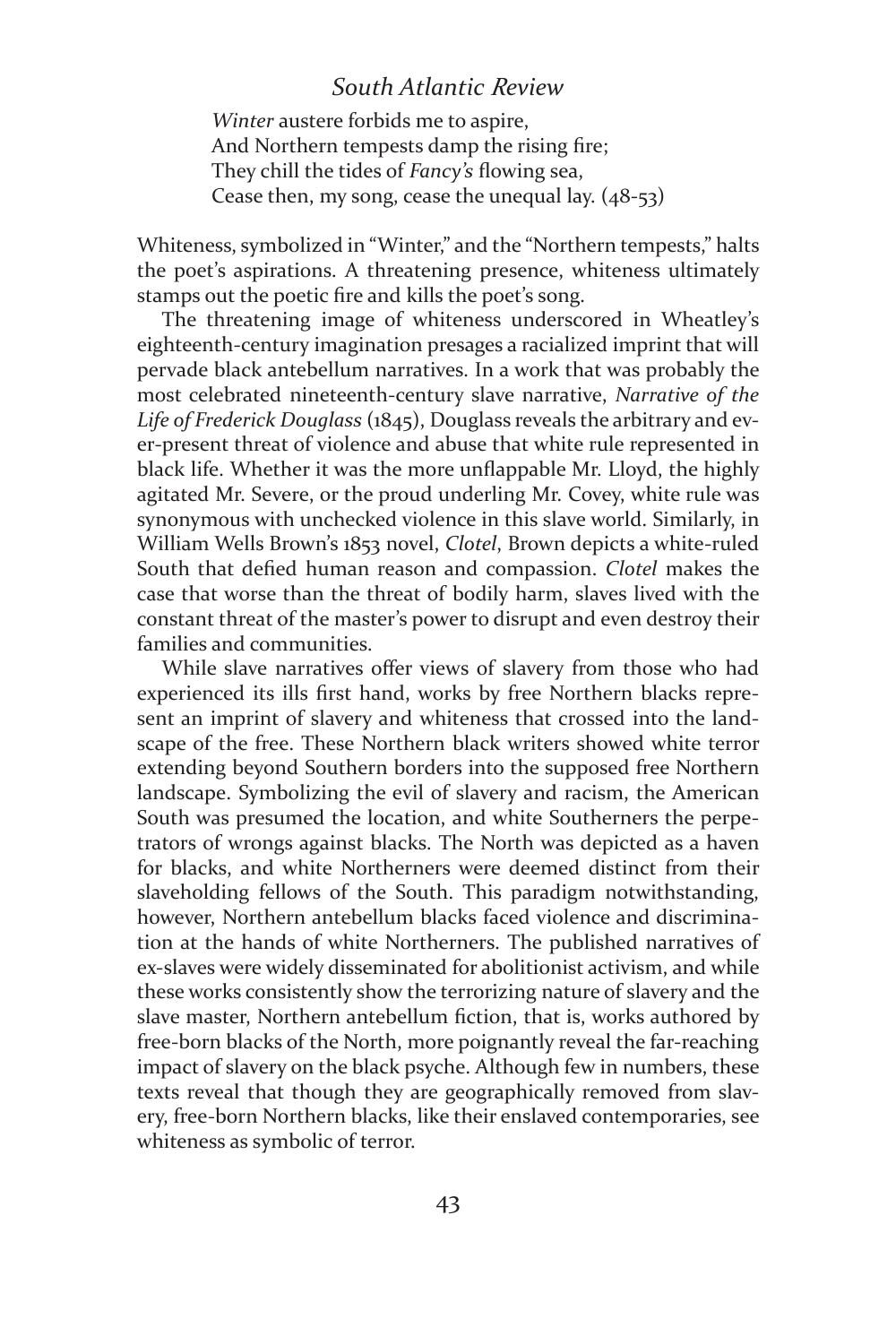*Winter* austere forbids me to aspire,  
And Northern tempests damp the rising fire;  
They chill the tides of *Fancy's* flowing sea,  
Cease then, my song, cease the unequal lay. (48-53)

Whiteness, symbolized in "Winter," and the "Northern tempests," halts the poet's aspirations. A threatening presence, whiteness ultimately stamps out the poetic fire and kills the poet's song.

The threatening image of whiteness underscored in Wheatley's eighteenth-century imagination presages a racialized imprint that will pervade black antebellum narratives. In a work that was probably the most celebrated nineteenth-century slave narrative, *Narrative of the Life of Frederick Douglass* (1845), Douglass reveals the arbitrary and ever-present threat of violence and abuse that white rule represented in black life. Whether it was the more unflappable Mr. Lloyd, the highly agitated Mr. Severe, or the proud underling Mr. Covey, white rule was synonymous with unchecked violence in this slave world. Similarly, in William Wells Brown's 1853 novel, *Clotel*, Brown depicts a white-ruled South that defied human reason and compassion. *Clotel* makes the case that worse than the threat of bodily harm, slaves lived with the constant threat of the master's power to disrupt and even destroy their families and communities.

While slave narratives offer views of slavery from those who had experienced its ills first hand, works by free Northern blacks represent an imprint of slavery and whiteness that crossed into the landscape of the free. These Northern black writers showed white terror extending beyond Southern borders into the supposed free Northern landscape. Symbolizing the evil of slavery and racism, the American South was presumed the location, and white Southerners the perpetrators of wrongs against blacks. The North was depicted as a haven for blacks, and white Northerners were deemed distinct from their slaveholding fellows of the South. This paradigm notwithstanding, however, Northern antebellum blacks faced violence and discrimination at the hands of white Northerners. The published narratives of ex-slaves were widely disseminated for abolitionist activism, and while these works consistently show the terrorizing nature of slavery and the slave master, Northern antebellum fiction, that is, works authored by free-born blacks of the North, more poignantly reveal the far-reaching impact of slavery on the black psyche. Although few in numbers, these texts reveal that though they are geographically removed from slavery, free-born Northern blacks, like their enslaved contemporaries, see whiteness as symbolic of terror.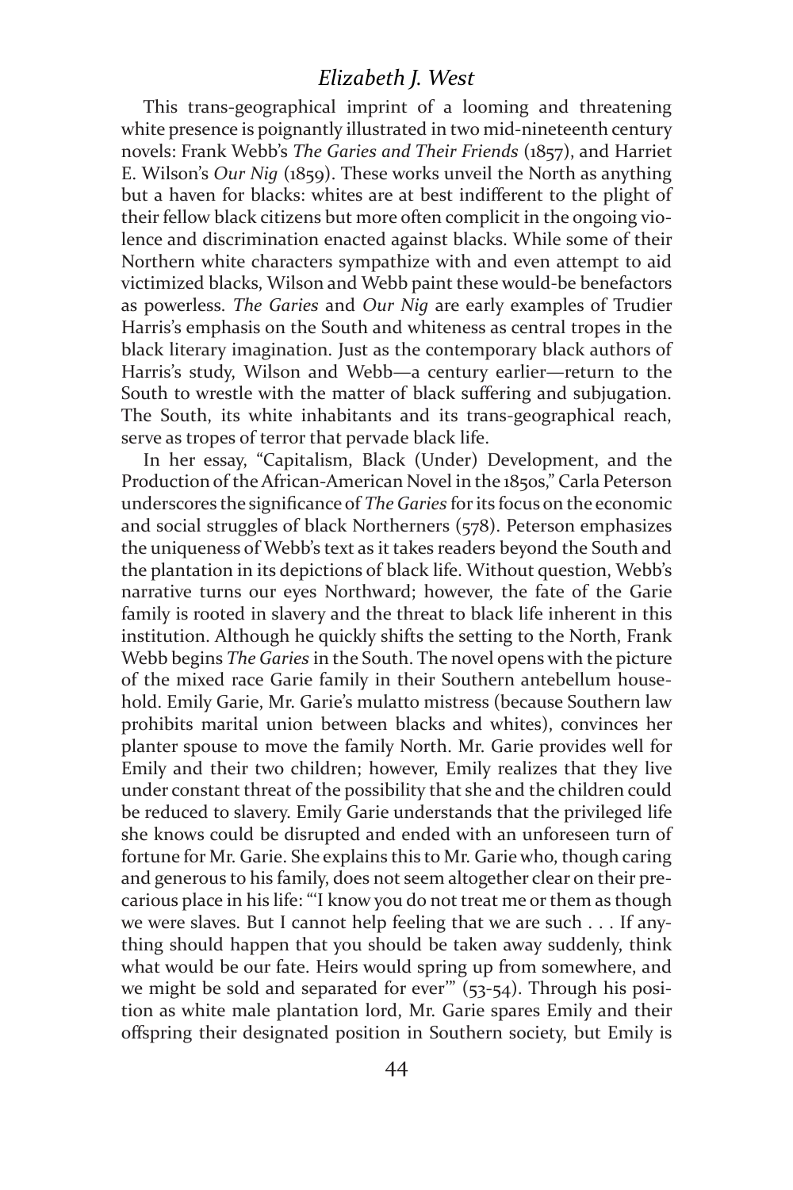This trans-geographical imprint of a looming and threatening white presence is poignantly illustrated in two mid-nineteenth century novels: Frank Webb's *The Garies and Their Friends* (1857), and Harriet E. Wilson's *Our Nig* (1859). These works unveil the North as anything but a haven for blacks: whites are at best indifferent to the plight of their fellow black citizens but more often complicit in the ongoing violence and discrimination enacted against blacks. While some of their Northern white characters sympathize with and even attempt to aid victimized blacks, Wilson and Webb paint these would-be benefactors as powerless. *The Garies* and *Our Nig* are early examples of Trudier Harris's emphasis on the South and whiteness as central tropes in the black literary imagination. Just as the contemporary black authors of Harris's study, Wilson and Webb—a century earlier—return to the South to wrestle with the matter of black suffering and subjugation. The South, its white inhabitants and its trans-geographical reach, serve as tropes of terror that pervade black life.

In her essay, "Capitalism, Black (Under) Development, and the Production of the African-American Novel in the 1850s," Carla Peterson underscores the significance of *The Garies* for its focus on the economic and social struggles of black Northerners (578). Peterson emphasizes the uniqueness of Webb's text as it takes readers beyond the South and the plantation in its depictions of black life. Without question, Webb's narrative turns our eyes Northward; however, the fate of the Garie family is rooted in slavery and the threat to black life inherent in this institution. Although he quickly shifts the setting to the North, Frank Webb begins *The Garies* in the South. The novel opens with the picture of the mixed race Garie family in their Southern antebellum household. Emily Garie, Mr. Garie's mulatto mistress (because Southern law prohibits marital union between blacks and whites), convinces her planter spouse to move the family North. Mr. Garie provides well for Emily and their two children; however, Emily realizes that they live under constant threat of the possibility that she and the children could be reduced to slavery. Emily Garie understands that the privileged life she knows could be disrupted and ended with an unforeseen turn of fortune for Mr. Garie. She explains this to Mr. Garie who, though caring and generous to his family, does not seem altogether clear on their precarious place in his life: "'I know you do not treat me or them as though we were slaves. But I cannot help feeling that we are such . . . If anything should happen that you should be taken away suddenly, think what would be our fate. Heirs would spring up from somewhere, and we might be sold and separated for ever'" (53-54). Through his position as white male plantation lord, Mr. Garie spares Emily and their offspring their designated position in Southern society, but Emily is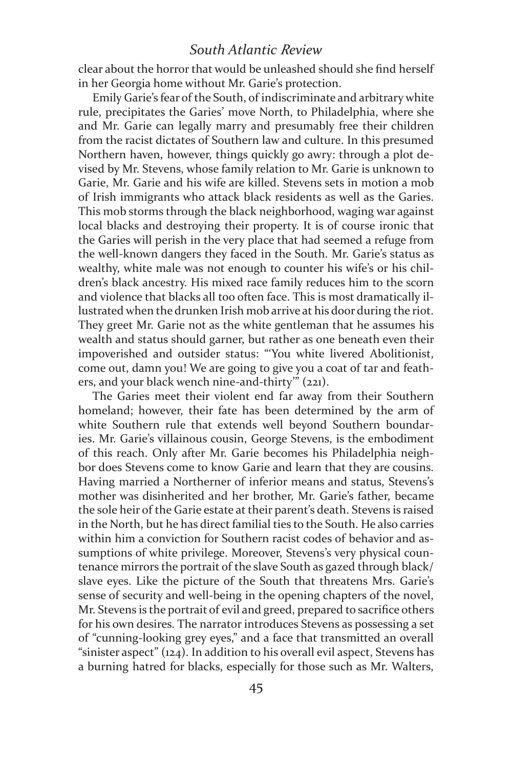clear about the horror that would be unleashed should she find herself in her Georgia home without Mr. Garie's protection.

Emily Garie's fear of the South, of indiscriminate and arbitrary white rule, precipitates the Garies' move North, to Philadelphia, where she and Mr. Garie can legally marry and presumably free their children from the racist dictates of Southern law and culture. In this presumed Northern haven, however, things quickly go awry: through a plot devised by Mr. Stevens, whose family relation to Mr. Garie is unknown to Garie, Mr. Garie and his wife are killed. Stevens sets in motion a mob of Irish immigrants who attack black residents as well as the Garies. This mob storms through the black neighborhood, waging war against local blacks and destroying their property. It is of course ironic that the Garies will perish in the very place that had seemed a refuge from the well-known dangers they faced in the South. Mr. Garie's status as wealthy, white male was not enough to counter his wife's or his children's black ancestry. His mixed race family reduces him to the scorn and violence that blacks all too often face. This is most dramatically illustrated when the drunken Irish mob arrive at his door during the riot. They greet Mr. Garie not as the white gentleman that he assumes his wealth and status should garner, but rather as one beneath even their impoverished and outsider status: "'You white livered Abolitionist, come out, damn you! We are going to give you a coat of tar and feathers, and your black wench nine-and-thirty'" (221).

The Garies meet their violent end far away from their Southern homeland; however, their fate has been determined by the arm of white Southern rule that extends well beyond Southern boundaries. Mr. Garie's villainous cousin, George Stevens, is the embodiment of this reach. Only after Mr. Garie becomes his Philadelphia neighbor does Stevens come to know Garie and learn that they are cousins. Having married a Northerner of inferior means and status, Stevens's mother was disinherited and her brother, Mr. Garie's father, became the sole heir of the Garie estate at their parent's death. Stevens is raised in the North, but he has direct familial ties to the South. He also carries within him a conviction for Southern racist codes of behavior and assumptions of white privilege. Moreover, Stevens's very physical countenance mirrors the portrait of the slave South as gazed through black/slave eyes. Like the picture of the South that threatens Mrs. Garie's sense of security and well-being in the opening chapters of the novel, Mr. Stevens is the portrait of evil and greed, prepared to sacrifice others for his own desires. The narrator introduces Stevens as possessing a set of "cunning-looking grey eyes," and a face that transmitted an overall "sinister aspect" (124). In addition to his overall evil aspect, Stevens has a burning hatred for blacks, especially for those such as Mr. Walters,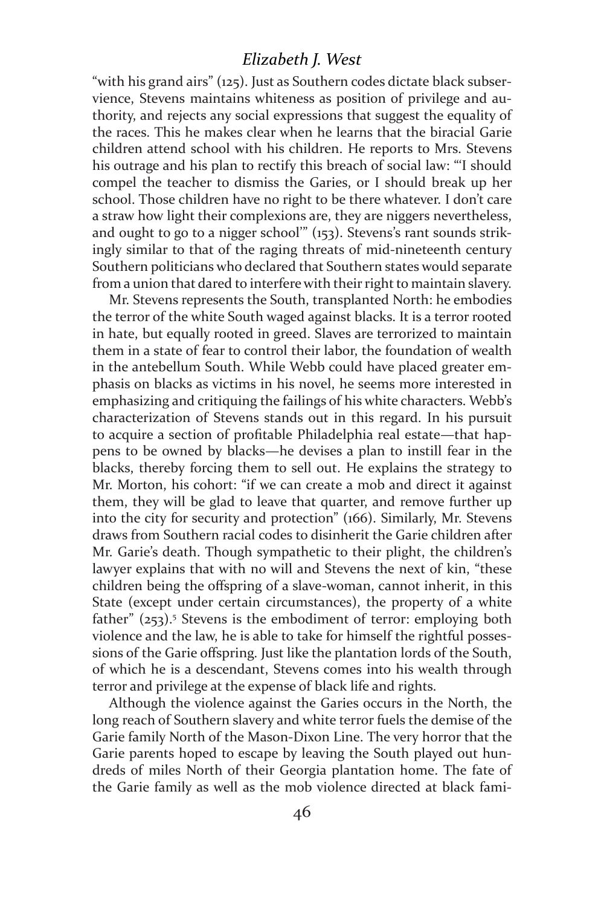"with his grand airs" (125). Just as Southern codes dictate black subservience, Stevens maintains whiteness as position of privilege and authority, and rejects any social expressions that suggest the equality of the races. This he makes clear when he learns that the biracial Garie children attend school with his children. He reports to Mrs. Stevens his outrage and his plan to rectify this breach of social law: "'I should compel the teacher to dismiss the Garies, or I should break up her school. Those children have no right to be there whatever. I don't care a straw how light their complexions are, they are niggers nevertheless, and ought to go to a nigger school'" (153). Stevens's rant sounds strikingly similar to that of the raging threats of mid-nineteenth century Southern politicians who declared that Southern states would separate from a union that dared to interfere with their right to maintain slavery.

Mr. Stevens represents the South, transplanted North: he embodies the terror of the white South waged against blacks. It is a terror rooted in hate, but equally rooted in greed. Slaves are terrorized to maintain them in a state of fear to control their labor, the foundation of wealth in the antebellum South. While Webb could have placed greater emphasis on blacks as victims in his novel, he seems more interested in emphasizing and critiquing the failings of his white characters. Webb's characterization of Stevens stands out in this regard. In his pursuit to acquire a section of profitable Philadelphia real estate—that happens to be owned by blacks—he devises a plan to instill fear in the blacks, thereby forcing them to sell out. He explains the strategy to Mr. Morton, his cohort: "if we can create a mob and direct it against them, they will be glad to leave that quarter, and remove further up into the city for security and protection" (166). Similarly, Mr. Stevens draws from Southern racial codes to disinherit the Garie children after Mr. Garie's death. Though sympathetic to their plight, the children's lawyer explains that with no will and Stevens the next of kin, "these children being the offspring of a slave-woman, cannot inherit, in this State (except under certain circumstances), the property of a white father" (253).[5] Stevens is the embodiment of terror: employing both violence and the law, he is able to take for himself the rightful possessions of the Garie offspring. Just like the plantation lords of the South, of which he is a descendant, Stevens comes into his wealth through terror and privilege at the expense of black life and rights.

Although the violence against the Garies occurs in the North, the long reach of Southern slavery and white terror fuels the demise of the Garie family North of the Mason-Dixon Line. The very horror that the Garie parents hoped to escape by leaving the South played out hundreds of miles North of their Georgia plantation home. The fate of the Garie family as well as the mob violence directed at black fami-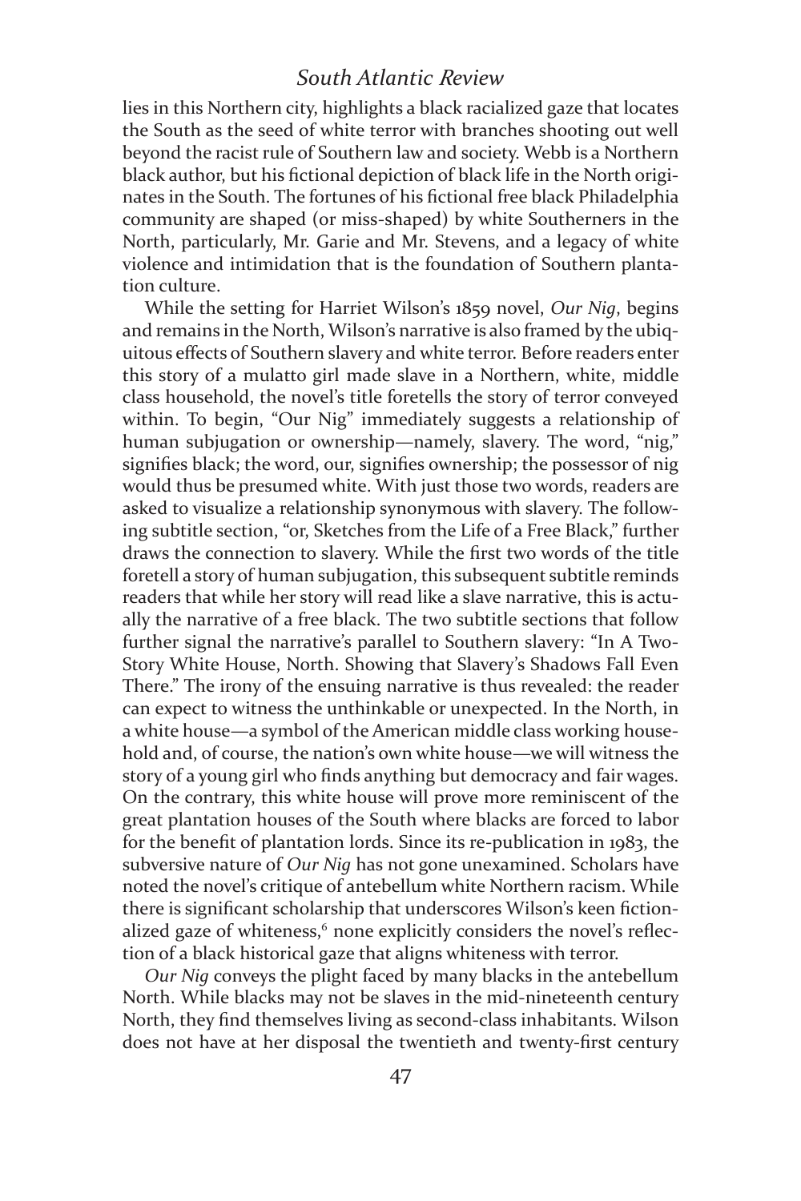lies in this Northern city, highlights a black racialized gaze that locates the South as the seed of white terror with branches shooting out well beyond the racist rule of Southern law and society. Webb is a Northern black author, but his fictional depiction of black life in the North originates in the South. The fortunes of his fictional free black Philadelphia community are shaped (or miss-shaped) by white Southerners in the North, particularly, Mr. Garie and Mr. Stevens, and a legacy of white violence and intimidation that is the foundation of Southern plantation culture.

While the setting for Harriet Wilson's 1859 novel, *Our Nig*, begins and remains in the North, Wilson's narrative is also framed by the ubiquitous effects of Southern slavery and white terror. Before readers enter this story of a mulatto girl made slave in a Northern, white, middle class household, the novel's title foretells the story of terror conveyed within. To begin, "Our Nig" immediately suggests a relationship of human subjugation or ownership—namely, slavery. The word, "nig," signifies black; the word, our, signifies ownership; the possessor of nig would thus be presumed white. With just those two words, readers are asked to visualize a relationship synonymous with slavery. The following subtitle section, "or, Sketches from the Life of a Free Black," further draws the connection to slavery. While the first two words of the title foretell a story of human subjugation, this subsequent subtitle reminds readers that while her story will read like a slave narrative, this is actually the narrative of a free black. The two subtitle sections that follow further signal the narrative's parallel to Southern slavery: "In A Two-Story White House, North. Showing that Slavery's Shadows Fall Even There." The irony of the ensuing narrative is thus revealed: the reader can expect to witness the unthinkable or unexpected. In the North, in a white house—a symbol of the American middle class working household and, of course, the nation's own white house—we will witness the story of a young girl who finds anything but democracy and fair wages. On the contrary, this white house will prove more reminiscent of the great plantation houses of the South where blacks are forced to labor for the benefit of plantation lords. Since its re-publication in 1983, the subversive nature of *Our Nig* has not gone unexamined. Scholars have noted the novel's critique of antebellum white Northern racism. While there is significant scholarship that underscores Wilson's keen fictionalized gaze of whiteness,[6] none explicitly considers the novel's reflection of a black historical gaze that aligns whiteness with terror.

*Our Nig* conveys the plight faced by many blacks in the antebellum North. While blacks may not be slaves in the mid-nineteenth century North, they find themselves living as second-class inhabitants. Wilson does not have at her disposal the twentieth and twenty-first century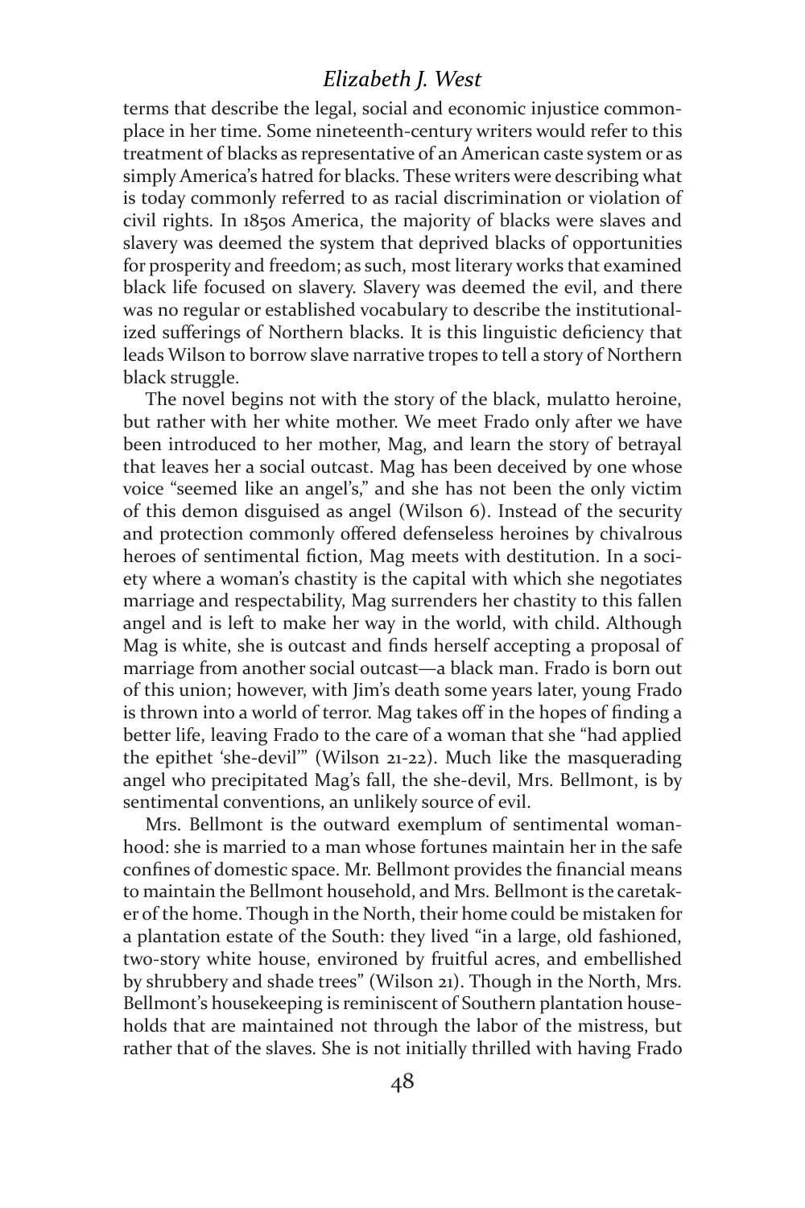terms that describe the legal, social and economic injustice commonplace in her time. Some nineteenth-century writers would refer to this treatment of blacks as representative of an American caste system or as simply America's hatred for blacks. These writers were describing what is today commonly referred to as racial discrimination or violation of civil rights. In 1850s America, the majority of blacks were slaves and slavery was deemed the system that deprived blacks of opportunities for prosperity and freedom; as such, most literary works that examined black life focused on slavery. Slavery was deemed the evil, and there was no regular or established vocabulary to describe the institutionalized sufferings of Northern blacks. It is this linguistic deficiency that leads Wilson to borrow slave narrative tropes to tell a story of Northern black struggle.

The novel begins not with the story of the black, mulatto heroine, but rather with her white mother. We meet Frado only after we have been introduced to her mother, Mag, and learn the story of betrayal that leaves her a social outcast. Mag has been deceived by one whose voice "seemed like an angel's," and she has not been the only victim of this demon disguised as angel (Wilson 6). Instead of the security and protection commonly offered defenseless heroines by chivalrous heroes of sentimental fiction, Mag meets with destitution. In a society where a woman's chastity is the capital with which she negotiates marriage and respectability, Mag surrenders her chastity to this fallen angel and is left to make her way in the world, with child. Although Mag is white, she is outcast and finds herself accepting a proposal of marriage from another social outcast—a black man. Frado is born out of this union; however, with Jim's death some years later, young Frado is thrown into a world of terror. Mag takes off in the hopes of finding a better life, leaving Frado to the care of a woman that she "had applied the epithet 'she-devil'" (Wilson 21-22). Much like the masquerading angel who precipitated Mag's fall, the she-devil, Mrs. Bellmont, is by sentimental conventions, an unlikely source of evil.

Mrs. Bellmont is the outward exemplum of sentimental womanhood: she is married to a man whose fortunes maintain her in the safe confines of domestic space. Mr. Bellmont provides the financial means to maintain the Bellmont household, and Mrs. Bellmont is the caretaker of the home. Though in the North, their home could be mistaken for a plantation estate of the South: they lived "in a large, old fashioned, two-story white house, environed by fruitful acres, and embellished by shrubbery and shade trees" (Wilson 21). Though in the North, Mrs. Bellmont's housekeeping is reminiscent of Southern plantation households that are maintained not through the labor of the mistress, but rather that of the slaves. She is not initially thrilled with having Frado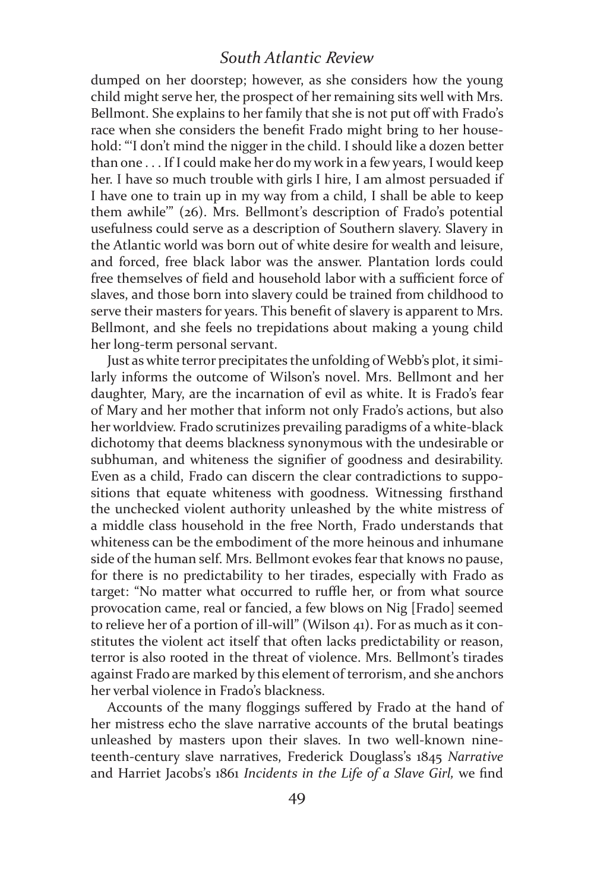dumped on her doorstep; however, as she considers how the young child might serve her, the prospect of her remaining sits well with Mrs. Bellmont. She explains to her family that she is not put off with Frado's race when she considers the benefit Frado might bring to her household: "'I don't mind the nigger in the child. I should like a dozen better than one . . . If I could make her do my work in a few years, I would keep her. I have so much trouble with girls I hire, I am almost persuaded if I have one to train up in my way from a child, I shall be able to keep them awhile'" (26). Mrs. Bellmont's description of Frado's potential usefulness could serve as a description of Southern slavery. Slavery in the Atlantic world was born out of white desire for wealth and leisure, and forced, free black labor was the answer. Plantation lords could free themselves of field and household labor with a sufficient force of slaves, and those born into slavery could be trained from childhood to serve their masters for years. This benefit of slavery is apparent to Mrs. Bellmont, and she feels no trepidations about making a young child her long-term personal servant.

Just as white terror precipitates the unfolding of Webb's plot, it similarly informs the outcome of Wilson's novel. Mrs. Bellmont and her daughter, Mary, are the incarnation of evil as white. It is Frado's fear of Mary and her mother that inform not only Frado's actions, but also her worldview. Frado scrutinizes prevailing paradigms of a white-black dichotomy that deems blackness synonymous with the undesirable or subhuman, and whiteness the signifier of goodness and desirability. Even as a child, Frado can discern the clear contradictions to suppositions that equate whiteness with goodness. Witnessing firsthand the unchecked violent authority unleashed by the white mistress of a middle class household in the free North, Frado understands that whiteness can be the embodiment of the more heinous and inhumane side of the human self. Mrs. Bellmont evokes fear that knows no pause, for there is no predictability to her tirades, especially with Frado as target: "No matter what occurred to ruffle her, or from what source provocation came, real or fancied, a few blows on Nig [Frado] seemed to relieve her of a portion of ill-will" (Wilson 41). For as much as it constitutes the violent act itself that often lacks predictability or reason, terror is also rooted in the threat of violence. Mrs. Bellmont's tirades against Frado are marked by this element of terrorism, and she anchors her verbal violence in Frado's blackness.

Accounts of the many floggings suffered by Frado at the hand of her mistress echo the slave narrative accounts of the brutal beatings unleashed by masters upon their slaves. In two well-known nineteenth-century slave narratives, Frederick Douglass's 1845 *Narrative* and Harriet Jacobs's 1861 *Incidents in the Life of a Slave Girl,* we find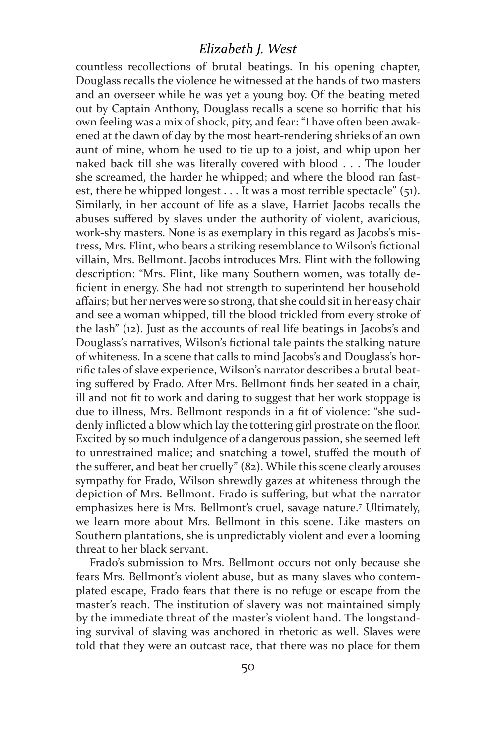countless recollections of brutal beatings. In his opening chapter, Douglass recalls the violence he witnessed at the hands of two masters and an overseer while he was yet a young boy. Of the beating meted out by Captain Anthony, Douglass recalls a scene so horrific that his own feeling was a mix of shock, pity, and fear: "I have often been awakened at the dawn of day by the most heart-rendering shrieks of an own aunt of mine, whom he used to tie up to a joist, and whip upon her naked back till she was literally covered with blood . . . The louder she screamed, the harder he whipped; and where the blood ran fastest, there he whipped longest . . . It was a most terrible spectacle" (51). Similarly, in her account of life as a slave, Harriet Jacobs recalls the abuses suffered by slaves under the authority of violent, avaricious, work-shy masters. None is as exemplary in this regard as Jacobs's mistress, Mrs. Flint, who bears a striking resemblance to Wilson's fictional villain, Mrs. Bellmont. Jacobs introduces Mrs. Flint with the following description: "Mrs. Flint, like many Southern women, was totally deficient in energy. She had not strength to superintend her household affairs; but her nerves were so strong, that she could sit in her easy chair and see a woman whipped, till the blood trickled from every stroke of the lash" (12). Just as the accounts of real life beatings in Jacobs's and Douglass's narratives, Wilson's fictional tale paints the stalking nature of whiteness. In a scene that calls to mind Jacobs's and Douglass's horrific tales of slave experience, Wilson's narrator describes a brutal beating suffered by Frado. After Mrs. Bellmont finds her seated in a chair, ill and not fit to work and daring to suggest that her work stoppage is due to illness, Mrs. Bellmont responds in a fit of violence: "she suddenly inflicted a blow which lay the tottering girl prostrate on the floor. Excited by so much indulgence of a dangerous passion, she seemed left to unrestrained malice; and snatching a towel, stuffed the mouth of the sufferer, and beat her cruelly" (82). While this scene clearly arouses sympathy for Frado, Wilson shrewdly gazes at whiteness through the depiction of Mrs. Bellmont. Frado is suffering, but what the narrator emphasizes here is Mrs. Bellmont's cruel, savage nature.[7] Ultimately, we learn more about Mrs. Bellmont in this scene. Like masters on Southern plantations, she is unpredictably violent and ever a looming threat to her black servant.

Frado's submission to Mrs. Bellmont occurs not only because she fears Mrs. Bellmont's violent abuse, but as many slaves who contemplated escape, Frado fears that there is no refuge or escape from the master's reach. The institution of slavery was not maintained simply by the immediate threat of the master's violent hand. The longstanding survival of slaving was anchored in rhetoric as well. Slaves were told that they were an outcast race, that there was no place for them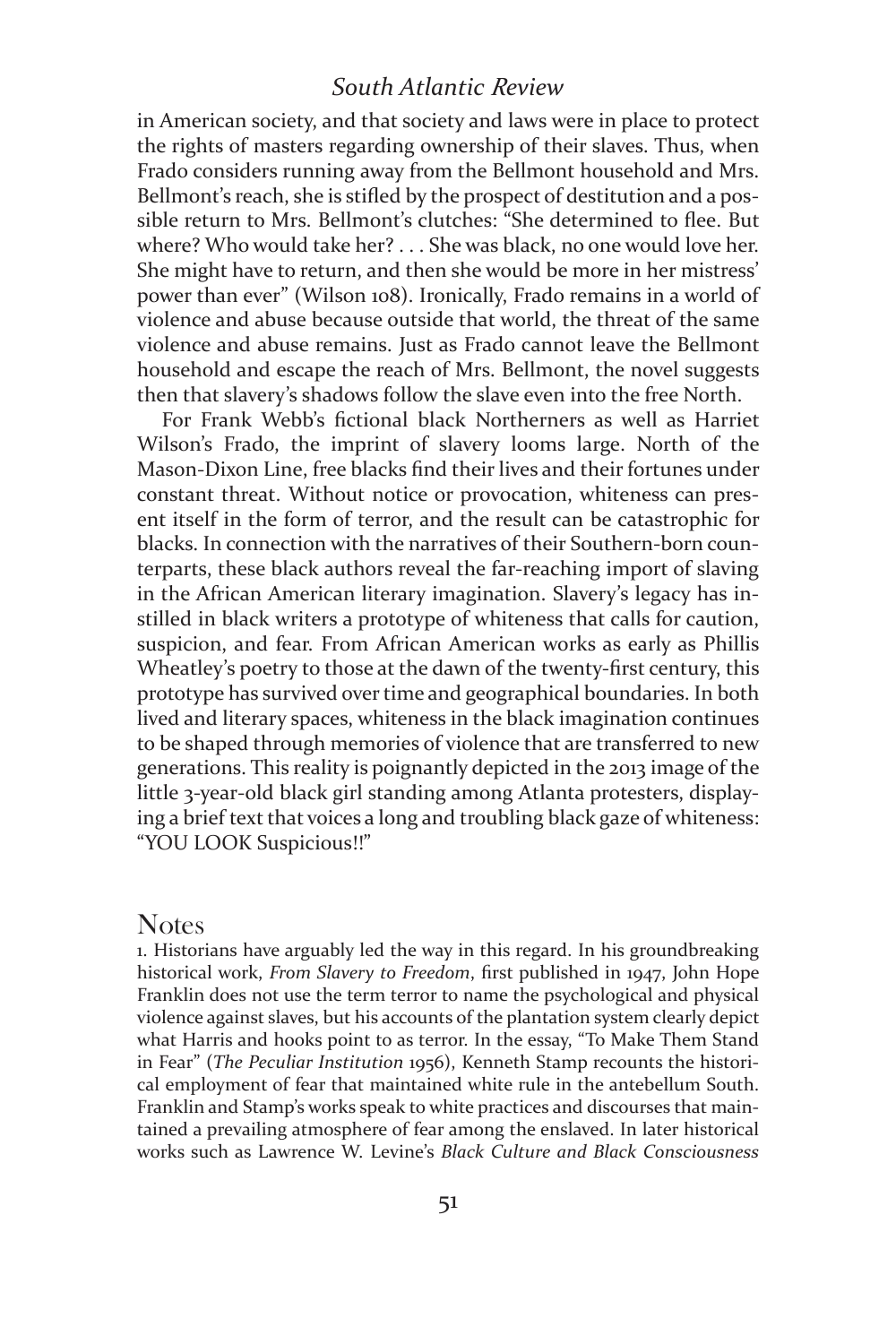in American society, and that society and laws were in place to protect the rights of masters regarding ownership of their slaves. Thus, when Frado considers running away from the Bellmont household and Mrs. Bellmont's reach, she is stifled by the prospect of destitution and a possible return to Mrs. Bellmont's clutches: "She determined to flee. But where? Who would take her? . . . She was black, no one would love her. She might have to return, and then she would be more in her mistress' power than ever" (Wilson 108). Ironically, Frado remains in a world of violence and abuse because outside that world, the threat of the same violence and abuse remains. Just as Frado cannot leave the Bellmont household and escape the reach of Mrs. Bellmont, the novel suggests then that slavery's shadows follow the slave even into the free North.

For Frank Webb's fictional black Northerners as well as Harriet Wilson's Frado, the imprint of slavery looms large. North of the Mason-Dixon Line, free blacks find their lives and their fortunes under constant threat. Without notice or provocation, whiteness can present itself in the form of terror, and the result can be catastrophic for blacks. In connection with the narratives of their Southern-born counterparts, these black authors reveal the far-reaching import of slaving in the African American literary imagination. Slavery's legacy has instilled in black writers a prototype of whiteness that calls for caution, suspicion, and fear. From African American works as early as Phillis Wheatley's poetry to those at the dawn of the twenty-first century, this prototype has survived over time and geographical boundaries. In both lived and literary spaces, whiteness in the black imagination continues to be shaped through memories of violence that are transferred to new generations. This reality is poignantly depicted in the 2013 image of the little 3-year-old black girl standing among Atlanta protesters, displaying a brief text that voices a long and troubling black gaze of whiteness: "YOU LOOK Suspicious!!"

## Notes

1. Historians have arguably led the way in this regard. In his groundbreaking historical work, *From Slavery to Freedom*, first published in 1947, John Hope Franklin does not use the term terror to name the psychological and physical violence against slaves, but his accounts of the plantation system clearly depict what Harris and hooks point to as terror. In the essay, "To Make Them Stand in Fear" (*The Peculiar Institution* 1956), Kenneth Stamp recounts the historical employment of fear that maintained white rule in the antebellum South. Franklin and Stamp's works speak to white practices and discourses that maintained a prevailing atmosphere of fear among the enslaved. In later historical works such as Lawrence W. Levine's *Black Culture and Black Consciousness*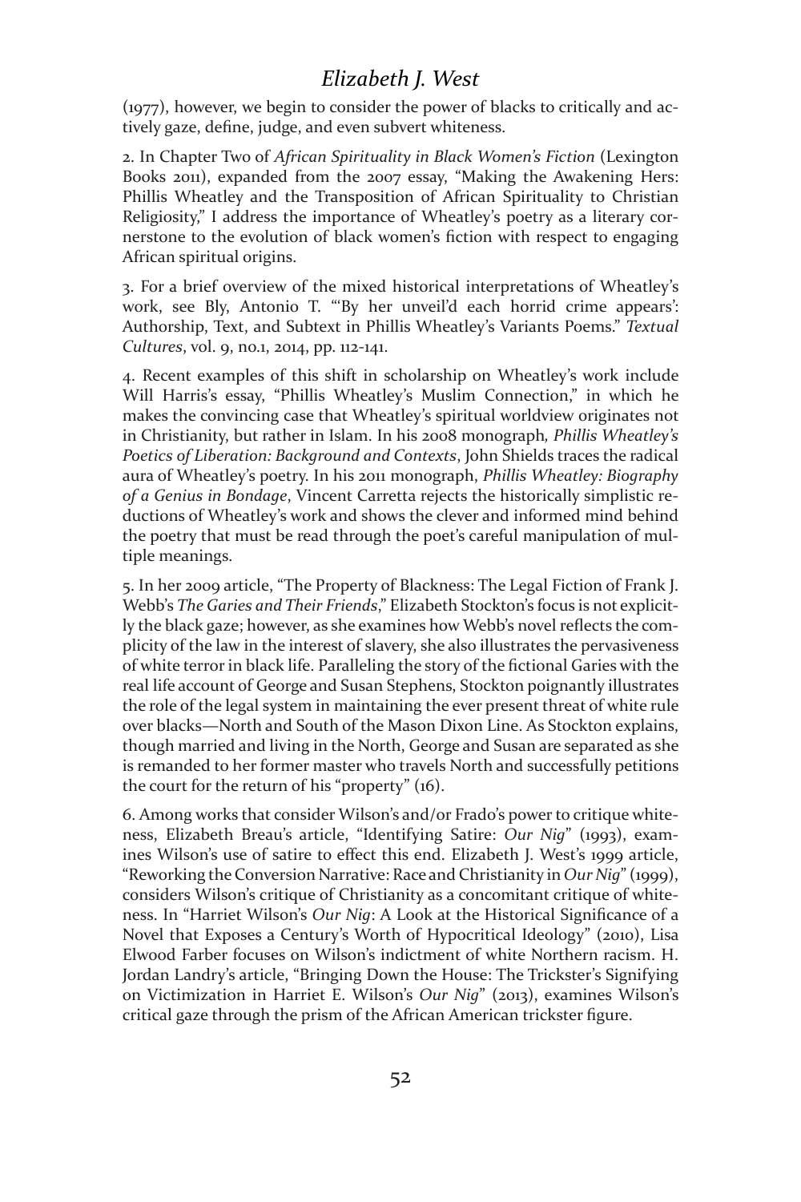(1977), however, we begin to consider the power of blacks to critically and actively gaze, define, judge, and even subvert whiteness.

2. In Chapter Two of *African Spirituality in Black Women's Fiction* (Lexington Books 2011), expanded from the 2007 essay, "Making the Awakening Hers: Phillis Wheatley and the Transposition of African Spirituality to Christian Religiosity," I address the importance of Wheatley's poetry as a literary cornerstone to the evolution of black women's fiction with respect to engaging African spiritual origins.

3. For a brief overview of the mixed historical interpretations of Wheatley's work, see Bly, Antonio T. "'By her unveil'd each horrid crime appears': Authorship, Text, and Subtext in Phillis Wheatley's Variants Poems." *Textual Cultures*, vol. 9, no.1, 2014, pp. 112-141.

4. Recent examples of this shift in scholarship on Wheatley's work include Will Harris's essay, "Phillis Wheatley's Muslim Connection," in which he makes the convincing case that Wheatley's spiritual worldview originates not in Christianity, but rather in Islam. In his 2008 monograph*, Phillis Wheatley's Poetics of Liberation: Background and Contexts*, John Shields traces the radical aura of Wheatley's poetry. In his 2011 monograph, *Phillis Wheatley: Biography of a Genius in Bondage*, Vincent Carretta rejects the historically simplistic reductions of Wheatley's work and shows the clever and informed mind behind the poetry that must be read through the poet's careful manipulation of multiple meanings.

5. In her 2009 article, "The Property of Blackness: The Legal Fiction of Frank J. Webb's *The Garies and Their Friends*," Elizabeth Stockton's focus is not explicitly the black gaze; however, as she examines how Webb's novel reflects the complicity of the law in the interest of slavery, she also illustrates the pervasiveness of white terror in black life. Paralleling the story of the fictional Garies with the real life account of George and Susan Stephens, Stockton poignantly illustrates the role of the legal system in maintaining the ever present threat of white rule over blacks—North and South of the Mason Dixon Line. As Stockton explains, though married and living in the North, George and Susan are separated as she is remanded to her former master who travels North and successfully petitions the court for the return of his "property" (16).

6. Among works that consider Wilson's and/or Frado's power to critique whiteness, Elizabeth Breau's article, "Identifying Satire: *Our Nig*" (1993), examines Wilson's use of satire to effect this end. Elizabeth J. West's 1999 article, "Reworking the Conversion Narrative: Race and Christianity in *Our Nig*" (1999), considers Wilson's critique of Christianity as a concomitant critique of whiteness. In "Harriet Wilson's *Our Nig*: A Look at the Historical Significance of a Novel that Exposes a Century's Worth of Hypocritical Ideology" (2010), Lisa Elwood Farber focuses on Wilson's indictment of white Northern racism. H. Jordan Landry's article, "Bringing Down the House: The Trickster's Signifying on Victimization in Harriet E. Wilson's *Our Nig*" (2013), examines Wilson's critical gaze through the prism of the African American trickster figure.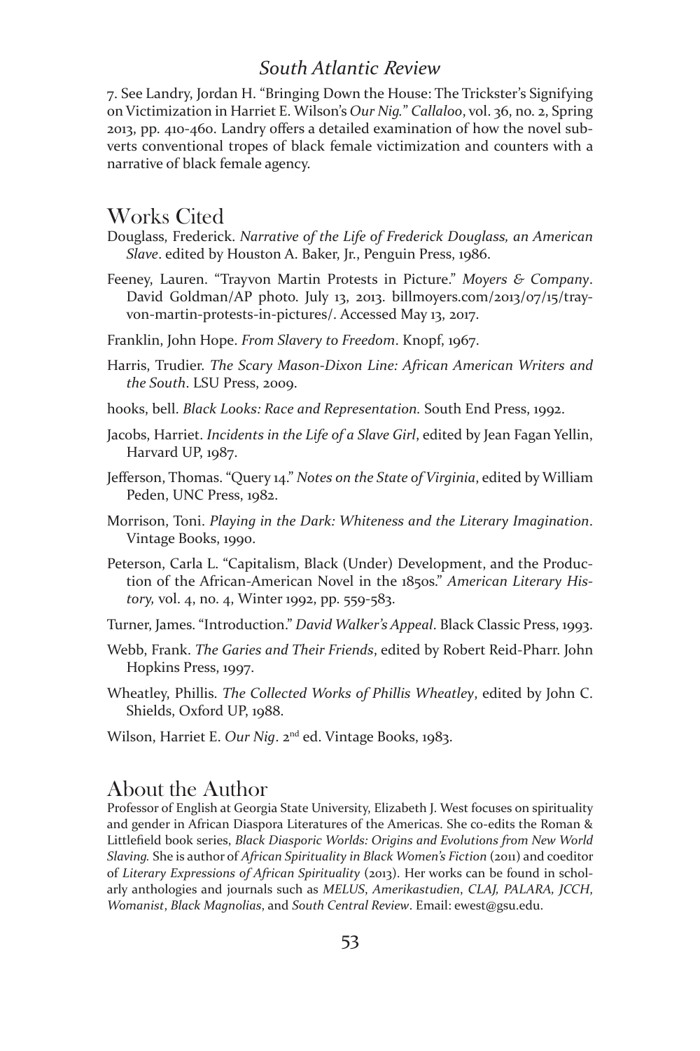7. See Landry, Jordan H. "Bringing Down the House: The Trickster's Signifying on Victimization in Harriet E. Wilson's *Our Nig.*" *Callaloo*, vol. 36, no. 2, Spring 2013, pp. 410-460. Landry offers a detailed examination of how the novel subverts conventional tropes of black female victimization and counters with a narrative of black female agency.

## Works Cited

Douglass, Frederick. *Narrative of the Life of Frederick Douglass, an American Slave*. edited by Houston A. Baker, Jr., Penguin Press, 1986.

Feeney, Lauren. "Trayvon Martin Protests in Picture." *Moyers & Company*. David Goldman/AP photo. July 13, 2013. billmoyers.com/2013/07/15/trayvon-martin-protests-in-pictures/. Accessed May 13, 2017.

Franklin, John Hope. *From Slavery to Freedom*. Knopf, 1967.

Harris, Trudier. *The Scary Mason-Dixon Line: African American Writers and the South*. LSU Press, 2009.

hooks, bell. *Black Looks: Race and Representation.* South End Press, 1992.

Jacobs, Harriet. *Incidents in the Life of a Slave Girl*, edited by Jean Fagan Yellin, Harvard UP, 1987.

Jefferson, Thomas. "Query 14." *Notes on the State of Virginia*, edited by William Peden, UNC Press, 1982.

Morrison, Toni. *Playing in the Dark: Whiteness and the Literary Imagination*. Vintage Books, 1990.

Peterson, Carla L. "Capitalism, Black (Under) Development, and the Production of the African-American Novel in the 1850s." *American Literary History,* vol. 4, no. 4, Winter 1992, pp. 559-583.

Turner, James. "Introduction." *David Walker's Appeal*. Black Classic Press, 1993.

Webb, Frank. *The Garies and Their Friends*, edited by Robert Reid-Pharr. John Hopkins Press, 1997.

Wheatley, Phillis. *The Collected Works of Phillis Wheatley*, edited by John C. Shields, Oxford UP, 1988.

Wilson, Harriet E. *Our Nig*. 2nd ed. Vintage Books, 1983.

## About the Author

Professor of English at Georgia State University, Elizabeth J. West focuses on spirituality and gender in African Diaspora Literatures of the Americas. She co-edits the Roman & Littlefield book series, *Black Diasporic Worlds: Origins and Evolutions from New World Slaving.* She is author of *African Spirituality in Black Women's Fiction* (2011) and coeditor of *Literary Expressions of African Spirituality* (2013). Her works can be found in scholarly anthologies and journals such as *MELUS*, *Amerikastudien*, *CLAJ, PALARA, JCCH*, *Womanist*, *Black Magnolias*, and *South Central Review*. Email: ewest@gsu.edu.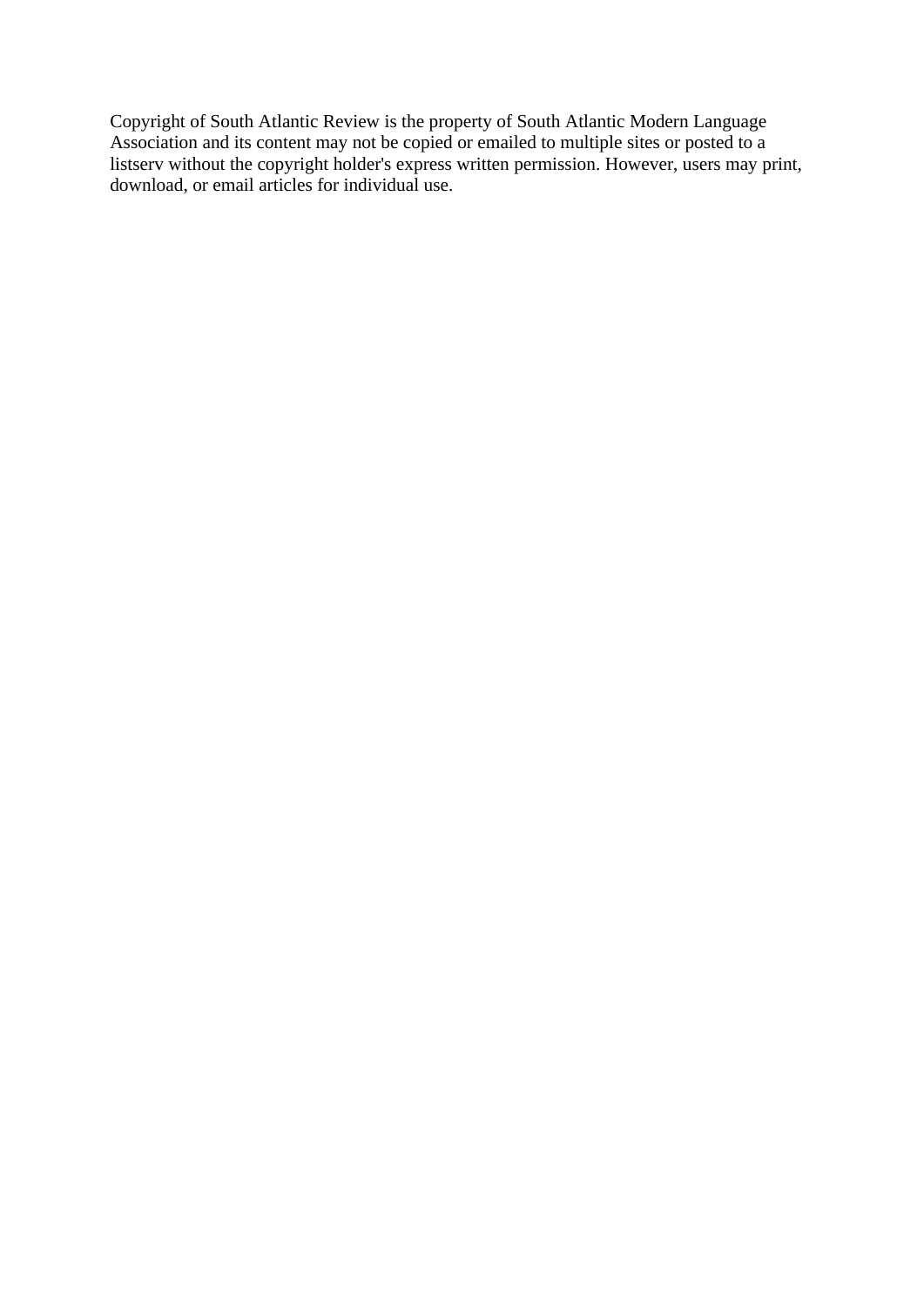Copyright of South Atlantic Review is the property of South Atlantic Modern Language Association and its content may not be copied or emailed to multiple sites or posted to a listserv without the copyright holder's express written permission. However, users may print, download, or email articles for individual use.